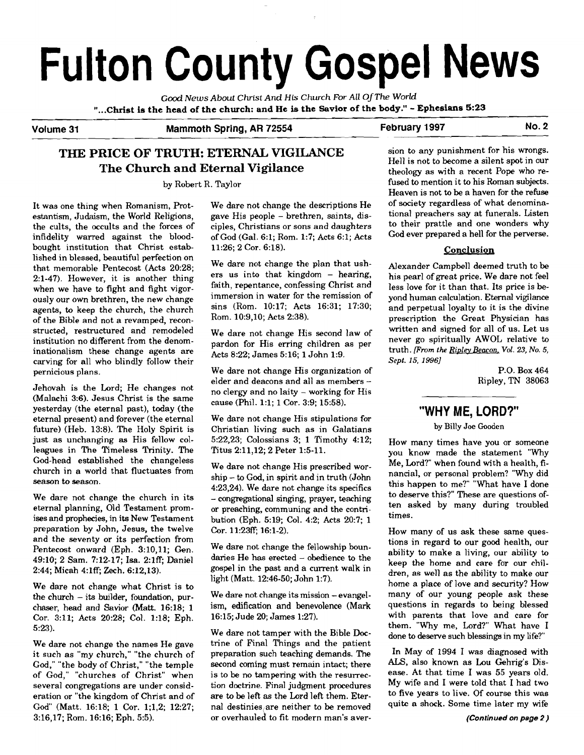# Fulton County Gospel News

*Good News About Christ And His Church For All Of The World*

**"...Christ is the head of the church: and He is the Savior of the body." - Ephesians 5:23**

**Volume 31** — **Mammoth Spring, AR 72554** — **February 1997** — **No. 2**

## THE PRICE OF TRUTH: ETERNAL VIGILANCE

### The Church and Eternal Vigilance

by Robert R. Taylor

It was one thing when Romanism, Protestantism, Judaism, the World Religions, the cults, the occults and the forces of infidelity warred against the blood-bought institution that Christ established in blessed, beautiful perfection on that memorable Pentecost (Acts 20:28; 2:1-47). However, it is another thing when we have to fight and fight vigorously our own brethren, the new change agents, to keep the church, the church of the Bible and not a revamped, reconstructed, restructured and remodeled institution no different from the denominationalism these change agents are carving for all who blindly follow their pernicious plans.

Jehovah is the Lord; He changes not (Malachi 3:6). Jesus Christ is the same yesterday (the eternal past), today (the eternal present) and forever (the eternal future) (Heb. 13:8). The Holy Spirit is just as unchanging as His fellow colleagues in The Timeless Trinity. The God-head established the changeless church in a world that fluctuates from season to season.

We dare not change the church in its eternal planning, Old Testament promises and prophecies, in its New Testament preparation by John, Jesus, the twelve and the seventy or its perfection from Pentecost onward (Eph. 3:10,11; Gen. 49:10; 2 Sam. 7:12-17; Isa. 2:1ff; Daniel 2:44; Micah 4:1ff; Zech. 6:12,13).

We dare not change what Christ is to the church – its builder, foundation, purchaser, head and Savior (Matt. 16:18; 1 Cor. 3:11; Acts 20:28; Col. 1:18; Eph. 5:23).

We dare not change the names He gave it such as "my church," "the church of God," "the body of Christ," "the temple of God," "churches of Christ" when several congregations are under consideration or "the kingdom of Christ and of God" (Matt. 16:18; 1 Cor. 1;1,2; 12:27; 3:16,17; Rom. 16:16; Eph. 5:5).

We dare not change the descriptions He gave His people – brethren, saints, disciples, Christians or sons and daughters of God (Gal. 6:1; Rom. 1:7; Acts 6:1; Acts 11:26; 2 Cor. 6:18).

We dare not change the plan that ushers us into that kingdom – hearing, faith, repentance, confessing Christ and immersion in water for the remission of sins (Rom. 10:17; Acts 16:31; 17:30; Rom. 10:9,10; Acts 2:38).

We dare not change His second law of pardon for His erring children as per Acts 8:22; James 5:16; 1 John 1:9.

We dare not change His organization of elder and deacons and all as members – no clergy and no laity – working for His cause (Phil. 1:1; 1 Cor. 3:9; 15:58).

We dare not change His stipulations for Christian living such as in Galatians 5:22,23; Colossians 3; 1 Timothy 4:12; Titus 2:11,12; 2 Peter 1:5-11.

We dare not change His prescribed worship – to God, in spirit and in truth (John 4:23,24). We dare not change its specifics – congregational singing, prayer, teaching or preaching, communing and the contribution (Eph. 5:19; Col. 4:2; Acts 20:7; 1 Cor. 11:23ff; 16:1-2).

We dare not change the fellowship boundaries He has erected – obedience to the gospel in the past and a current walk in light (Matt. 12:46-50; John 1:7).

We dare not change its mission – evangelism, edification and benevolence (Mark 16:15; Jude 20; James 1:27).

We dare not tamper with the Bible Doctrine of Final Things and the patient preparation such teaching demands. The second coming must remain intact; there is to be no tampering with the resurrection doctrine. Final judgment procedures are to be left as the Lord left them. Eternal destinies are neither to be removed or overhauled to fit modern man's aversion to any punishment for his wrongs. Hell is not to become a silent spot in our theology as with a recent Pope who refused to mention it to his Roman subjects. Heaven is not to be a haven for the refuse of society regardless of what denominational preachers say at funerals. Listen to their prattle and one wonders why God ever prepared a hell for the perverse.

#### Conclusion

Alexander Campbell deemed truth to be his pearl of great price. We dare not feel less love for it than that. Its price is beyond human calculation. Eternal vigilance and perpetual loyalty to it is the divine prescription the Great Physician has written and signed for all of us. Let us never go spiritually AWOL relative to truth. *[From the Ripley Beacon, Vol. 23, No. 5, Sept. 15, 1996]*

P.O. Box 464
Ripley, TN 38063

## "WHY ME, LORD?"

by Billy Joe Gooden

How many times have you or someone you know made the statement "Why Me, Lord?" when found with a health, financial, or personal problem? "Why did this happen to me?" "What have I done to deserve this?" These are questions often asked by many during troubled times.

How many of us ask these same questions in regard to our good health, our ability to make a living, our ability to keep the home and care for our children, as well as the ability to make our home a place of love and security? How many of our young people ask these questions in regards to being blessed with parents that love and care for them. "Why me, Lord?" What have I done to deserve such blessings in my life?"

In May of 1994 I was diagnosed with ALS, also known as Lou Gehrig's Disease. At that time I was 55 years old. My wife and I were told that I had two to five years to live. Of course this was quite a shock. Some time later my wife

***(Continued on page 2)***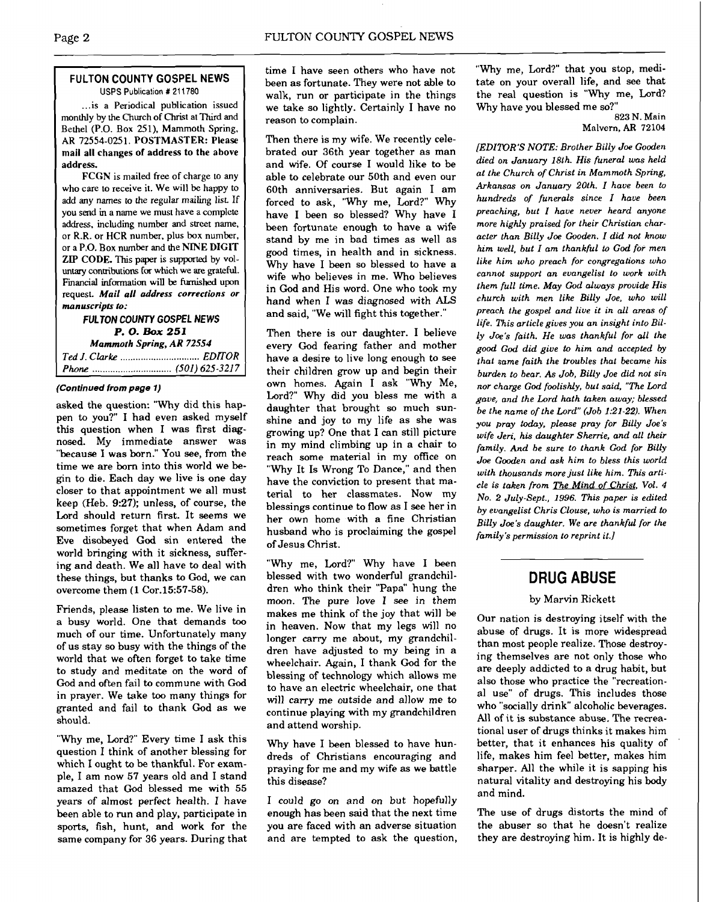## FULTON COUNTY GOSPEL NEWS

USPS Publication # 211780

...is a Periodical publication issued monthly by the Church of Christ at Third and Bethel (P.O. Box 251), Mammoth Spring, AR 72554-0251. **POSTMASTER: Please mail all changes of address to the above address.**

FCGN is mailed free of charge to any who care to receive it. We will be happy to add any names to the regular mailing list. If you send in a name we must have a complete address, including number and street name, or R.R. or HCR number, plus box number, or a P.O. Box number and the **NINE DIGIT ZIP CODE.** This paper is supported by voluntary contributions for which we are grateful. Financial information will be furnished upon request. ***Mail all address corrections or manuscripts to:***

***FULTON COUNTY GOSPEL NEWS***
***P. O. Box 251***
***Mammoth Spring, AR 72554***

*Ted J. Clarke* .............................. *EDITOR*
*Phone* .............................. *(501) 625-3217*

**(Continued from page 1)**

asked the question: "Why did this happen to you?" I had even asked myself this question when I was first diagnosed. My immediate answer was "because I was born." You see, from the time we are born into this world we begin to die. Each day we live is one day closer to that appointment we all must keep (Heb. 9:27); unless, of course, the Lord should return first. It seems we sometimes forget that when Adam and Eve disobeyed God sin entered the world bringing with it sickness, suffering and death. We all have to deal with these things, but thanks to God, we can overcome them (1 Cor.15:57-58).

Friends, please listen to me. We live in a busy world. One that demands too much of our time. Unfortunately many of us stay so busy with the things of the world that we often forget to take time to study and meditate on the word of God and often fail to commune with God in prayer. We take too many things for granted and fail to thank God as we should.

"Why me, Lord?" Every time I ask this question I think of another blessing for which I ought to be thankful. For example, I am now 57 years old and I stand amazed that God blessed me with 55 years of almost perfect health. I have been able to run and play, participate in sports, fish, hunt, and work for the same company for 36 years. During that time I have seen others who have not been as fortunate. They were not able to walk, run or participate in the things we take so lightly. Certainly I have no reason to complain.

Then there is my wife. We recently celebrated our 36th year together as man and wife. Of course I would like to be able to celebrate our 50th and even our 60th anniversaries. But again I am forced to ask, "Why me, Lord?" Why have I been so blessed? Why have I been fortunate enough to have a wife stand by me in bad times as well as good times, in health and in sickness. Why have I been so blessed to have a wife who believes in me. Who believes in God and His word. One who took my hand when I was diagnosed with ALS and said, "We will fight this together."

Then there is our daughter. I believe every God fearing father and mother have a desire to live long enough to see their children grow up and begin their own homes. Again I ask "Why Me, Lord?" Why did you bless me with a daughter that brought so much sunshine and joy to my life as she was growing up? One that I can still picture in my mind climbing up in a chair to reach some material in my office on "Why It Is Wrong To Dance," and then have the conviction to present that material to her classmates. Now my blessings continue to flow as I see her in her own home with a fine Christian husband who is proclaiming the gospel of Jesus Christ.

"Why me, Lord?" Why have I been blessed with two wonderful grandchildren who think their "Papa" hung the moon. The pure love I see in them makes me think of the joy that will be in heaven. Now that my legs will no longer carry me about, my grandchildren have adjusted to my being in a wheelchair. Again, I thank God for the blessing of technology which allows me to have an electric wheelchair, one that will carry me outside and allow me to continue playing with my grandchildren and attend worship.

Why have I been blessed to have hundreds of Christians encouraging and praying for me and my wife as we battle this disease?

I could go on and on but hopefully enough has been said that the next time you are faced with an adverse situation and are tempted to ask the question, "Why me, Lord?" that you stop, meditate on your overall life, and see that the real question is "Why me, Lord? Why have you blessed me so?"

823 N. Main
Malvern, AR 72104

*[EDITOR'S NOTE: Brother Billy Joe Gooden died on January 18th. His funeral was held at the Church of Christ in Mammoth Spring, Arkansas on January 20th. I have been to hundreds of funerals since I have been preaching, but I have never heard anyone more highly praised for their Christian character than Billy Joe Gooden. I did not know him well, but I am thankful to God for men like him who preach for congregations who cannot support an evangelist to work with them full time. May God always provide His church with men like Billy Joe, who will preach the gospel and live it in all areas of life. This article gives you an insight into Billy Joe's faith. He was thankful for all the good God did give to him and accepted by that same faith the troubles that became his burden to bear. As Job, Billy Joe did not sin nor charge God foolishly, but said, "The Lord gave, and the Lord hath taken away; blessed be the name of the Lord" (Job 1:21-22). When you pray today, please pray for Billy Joe's wife Jeri, his daughter Sherrie, and all their family. And be sure to thank God for Billy Joe Gooden and ask him to bless this world with thousands more just like him. This article is taken from The Mind of Christ, Vol. 4 No. 2 July-Sept., 1996. This paper is edited by evangelist Chris Clouse, who is married to Billy Joe's daughter. We are thankful for the family's permission to reprint it.]*

## DRUG ABUSE

by Marvin Rickett

Our nation is destroying itself with the abuse of drugs. It is more widespread than most people realize. Those destroying themselves are not only those who are deeply addicted to a drug habit, but also those who practice the "recreational use" of drugs. This includes those who "socially drink" alcoholic beverages. All of it is substance abuse. The recreational user of drugs thinks it makes him better, that it enhances his quality of life, makes him feel better, makes him sharper. All the while it is sapping his natural vitality and destroying his body and mind.

The use of drugs distorts the mind of the abuser so that he doesn't realize they are destroying him. It is highly de-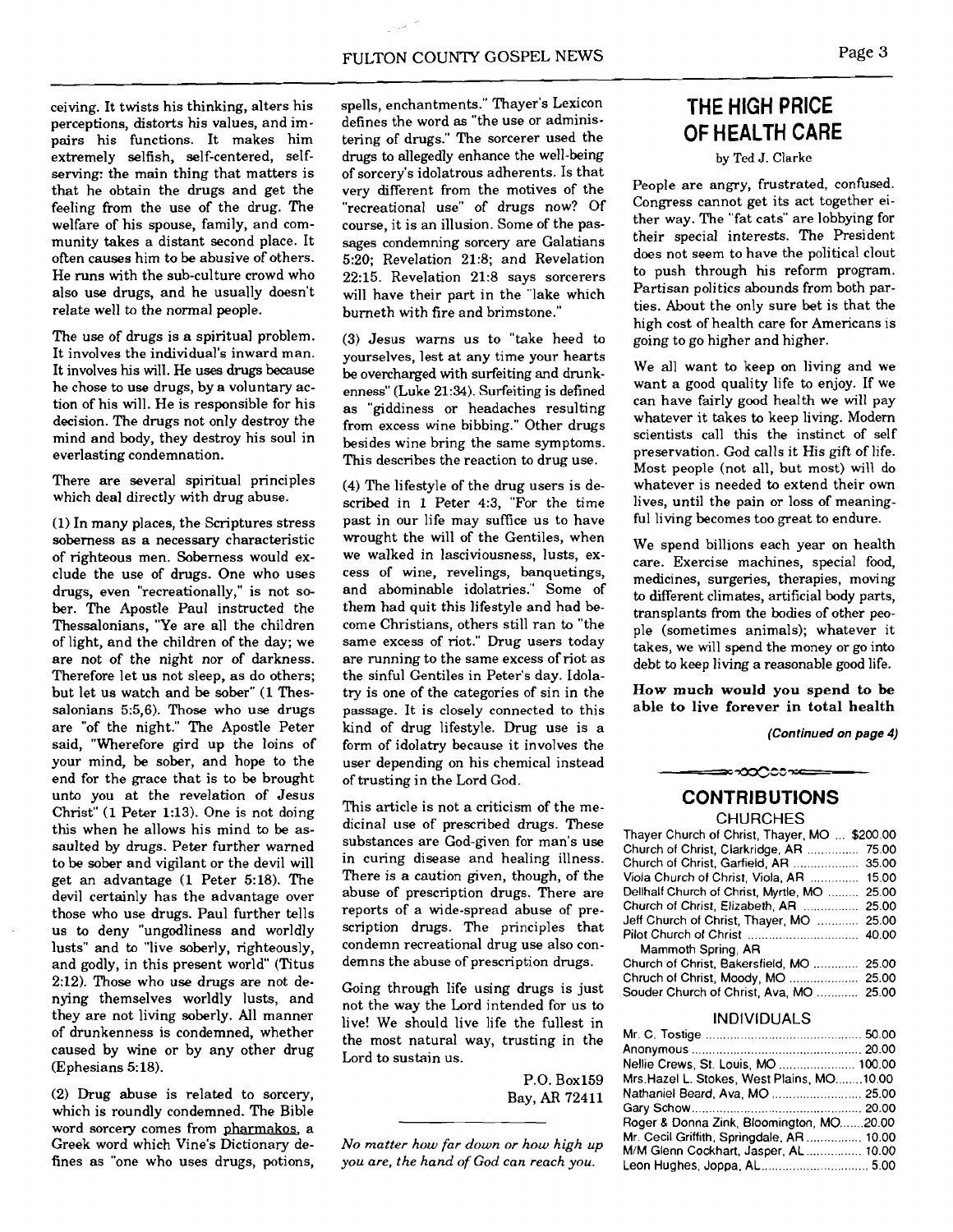ceiving. It twists his thinking, alters his perceptions, distorts his values, and impairs his functions. It makes him extremely selfish, self-centered, self-serving: the main thing that matters is that he obtain the drugs and get the feeling from the use of the drug. The welfare of his spouse, family, and community takes a distant second place. It often causes him to be abusive of others. He runs with the sub-culture crowd who also use drugs, and he usually doesn't relate well to the normal people.

The use of drugs is a spiritual problem. It involves the individual's inward man. It involves his will. He uses drugs because he chose to use drugs, by a voluntary action of his will. He is responsible for his decision. The drugs not only destroy the mind and body, they destroy his soul in everlasting condemnation.

There are several spiritual principles which deal directly with drug abuse.

(1) In many places, the Scriptures stress soberness as a necessary characteristic of righteous men. Soberness would exclude the use of drugs. One who uses drugs, even "recreationally," is not sober. The Apostle Paul instructed the Thessalonians, "Ye are all the children of light, and the children of the day; we are not of the night nor of darkness. Therefore let us not sleep, as do others; but let us watch and be sober" (1 Thessalonians 5:5,6). Those who use drugs are "of the night." The Apostle Peter said, "Wherefore gird up the loins of your mind, be sober, and hope to the end for the grace that is to be brought unto you at the revelation of Jesus Christ" (1 Peter 1:13). One is not doing this when he allows his mind to be assaulted by drugs. Peter further warned to be sober and vigilant or the devil will get an advantage (1 Peter 5:18). The devil certainly has the advantage over those who use drugs. Paul further tells us to deny "ungodliness and worldly lusts" and to "live soberly, righteously, and godly, in this present world" (Titus 2:12). Those who use drugs are not denying themselves worldly lusts, and they are not living soberly. All manner of drunkenness is condemned, whether caused by wine or by any other drug (Ephesians 5:18).

(2) Drug abuse is related to sorcery, which is roundly condemned. The Bible word sorcery comes from pharmakos, a Greek word which Vine's Dictionary defines as "one who uses drugs, potions, spells, enchantments." Thayer's Lexicon defines the word as "the use or administering of drugs." The sorcerer used the drugs to allegedly enhance the well-being of sorcery's idolatrous adherents. Is that very different from the motives of the "recreational use" of drugs now? Of course, it is an illusion. Some of the passages condemning sorcery are Galatians 5:20; Revelation 21:8; and Revelation 22:15. Revelation 21:8 says sorcerers will have their part in the "lake which burneth with fire and brimstone."

(3) Jesus warns us to "take heed to yourselves, lest at any time your hearts be overcharged with surfeiting and drunkenness" (Luke 21:34). Surfeiting is defined as "giddiness or headaches resulting from excess wine bibbing." Other drugs besides wine bring the same symptoms. This describes the reaction to drug use.

(4) The lifestyle of the drug users is described in 1 Peter 4:3, "For the time past in our life may suffice us to have wrought the will of the Gentiles, when we walked in lasciviousness, lusts, excess of wine, revelings, banquetings, and abominable idolatries." Some of them had quit this lifestyle and had become Christians, others still ran to "the same excess of riot." Drug users today are running to the same excess of riot as the sinful Gentiles in Peter's day. Idolatry is one of the categories of sin in the passage. It is closely connected to this kind of drug lifestyle. Drug use is a form of idolatry because it involves the user depending on his chemical instead of trusting in the Lord God.

This article is not a criticism of the medicinal use of prescribed drugs. These substances are God-given for man's use in curing disease and healing illness. There is a caution given, though, of the abuse of prescription drugs. There are reports of a wide-spread abuse of prescription drugs. The principles that condemn recreational drug use also condemns the abuse of prescription drugs.

Going through life using drugs is just not the way the Lord intended for us to live! We should live life the fullest in the most natural way, trusting in the Lord to sustain us.

P.O. Box159
Bay, AR 72411

*No matter how far down or how high up you are, the hand of God can reach you.*

## THE HIGH PRICE OF HEALTH CARE

by Ted J. Clarke

People are angry, frustrated, confused. Congress cannot get its act together either way. The "fat cats" are lobbying for their special interests. The President does not seem to have the political clout to push through his reform program. Partisan politics abounds from both parties. About the only sure bet is that the high cost of health care for Americans is going to go higher and higher.

We all want to keep on living and we want a good quality life to enjoy. If we can have fairly good health we will pay whatever it takes to keep living. Modern scientists call this the instinct of self preservation. God calls it His gift of life. Most people (not all, but most) will do whatever is needed to extend their own lives, until the pain or loss of meaningful living becomes too great to endure.

We spend billions each year on health care. Exercise machines, special food, medicines, surgeries, therapies, moving to different climates, artificial body parts, transplants from the bodies of other people (sometimes animals); whatever it takes, we will spend the money or go into debt to keep living a reasonable good life.

**How much would you spend to be able to live forever in total health**

*(Continued on page 4)*

## CONTRIBUTIONS

### CHURCHES

| | |
|---|---|
| Thayer Church of Christ, Thayer, MO | $200.00 |
| Church of Christ, Clarkridge, AR | 75.00 |
| Church of Christ, Garfield, AR | 35.00 |
| Viola Church of Christ, Viola, AR | 15.00 |
| Dellhalf Church of Christ, Myrtle, MO | 25.00 |
| Church of Christ, Elizabeth, AR | 25.00 |
| Jeff Church of Christ, Thayer, MO | 25.00 |
| Pilot Church of Christ Mammoth Spring, AR | 40.00 |
| Church of Christ, Bakersfield, MO | 25.00 |
| Chruch of Christ, Moody, MO | 25.00 |
| Souder Church of Christ, Ava, MO | 25.00 |

### INDIVIDUALS

| | |
|---|---|
| Mr. C. Tostige | 50.00 |
| Anonymous | 20.00 |
| Nellie Crews, St. Louis, MO | 100.00 |
| Mrs.Hazel L. Stokes, West Plains, MO | 10.00 |
| Nathaniel Beard, Ava, MO | 25.00 |
| Gary Schow | 20.00 |
| Roger & Donna Zink, Bloomington, MO | 20.00 |
| Mr. Cecil Griffith, Springdale, AR | 10.00 |
| M/M Glenn Cockhart, Jasper, AL | 10.00 |
| Leon Hughes, Joppa, AL | 5.00 |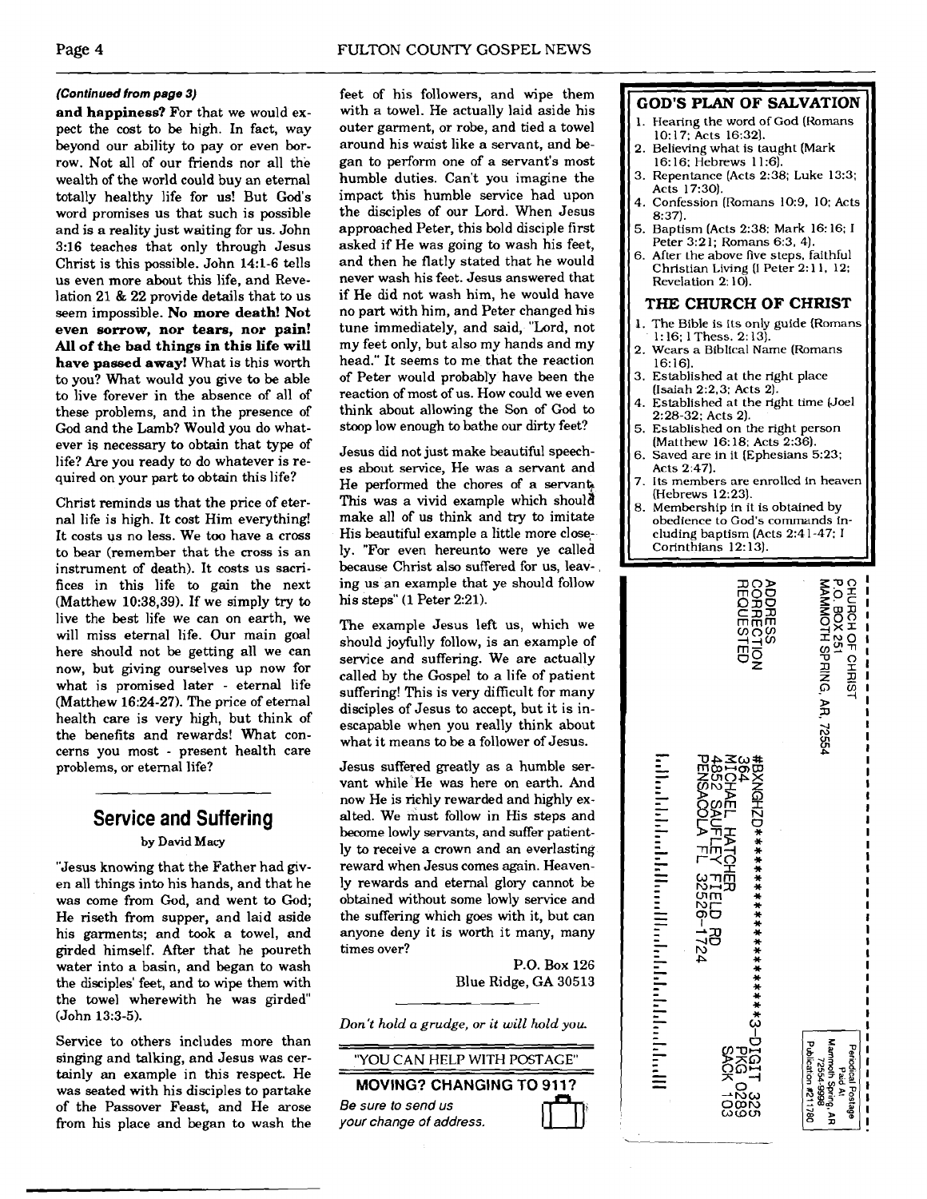*(Continued from page 3)*

**and happiness?** For that we would expect the cost to be high. In fact, way beyond our ability to pay or even borrow. Not all of our friends nor all the wealth of the world could buy an eternal totally healthy life for us! But God's word promises us that such is possible and is a reality just waiting for us. John 3:16 teaches that only through Jesus Christ is this possible. John 14:1-6 tells us even more about this life, and Revelation 21 & 22 provide details that to us seem impossible. **No more death! Not even sorrow, nor tears, nor pain! All of the bad things in this life will have passed away!** What is this worth to you? What would you give to be able to live forever in the absence of all of these problems, and in the presence of God and the Lamb? Would you do whatever is necessary to obtain that type of life? Are you ready to do whatever is required on your part to obtain this life?

Christ reminds us that the price of eternal life is high. It cost Him everything! It costs us no less. We too have a cross to bear (remember that the cross is an instrument of death). It costs us sacrifices in this life to gain the next (Matthew 10:38,39). If we simply try to live the best life we can on earth, we will miss eternal life. Our main goal here should not be getting all we can now, but giving ourselves up now for what is promised later - eternal life (Matthew 16:24-27). The price of eternal health care is very high, but think of the benefits and rewards! What concerns you most - present health care problems, or eternal life?

## Service and Suffering

by David Macy

"Jesus knowing that the Father had given all things into his hands, and that he was come from God, and went to God; He riseth from supper, and laid aside his garments; and took a towel, and girded himself. After that he poureth water into a basin, and began to wash the disciples' feet, and to wipe them with the towel wherewith he was girded" (John 13:3-5).

Service to others includes more than singing and talking, and Jesus was certainly an example in this respect. He was seated with his disciples to partake of the Passover Feast, and He arose from his place and began to wash the feet of his followers, and wipe them with a towel. He actually laid aside his outer garment, or robe, and tied a towel around his waist like a servant, and began to perform one of a servant's most humble duties. Can't you imagine the impact this humble service had upon the disciples of our Lord. When Jesus approached Peter, this bold disciple first asked if He was going to wash his feet, and then he flatly stated that he would never wash his feet. Jesus answered that if He did not wash him, he would have no part with him, and Peter changed his tune immediately, and said, "Lord, not my feet only, but also my hands and my head." It seems to me that the reaction of Peter would probably have been the reaction of most of us. How could we even think about allowing the Son of God to stoop low enough to bathe our dirty feet?

Jesus did not just make beautiful speeches about service, He was a servant and He performed the chores of a servant. This was a vivid example which should make all of us think and try to imitate His beautiful example a little more closely. "For even hereunto were ye called because Christ also suffered for us, leaving us an example that ye should follow his steps" (1 Peter 2:21).

The example Jesus left us, which we should joyfully follow, is an example of service and suffering. We are actually called by the Gospel to a life of patient suffering! This is very difficult for many disciples of Jesus to accept, but it is inescapable when you really think about what it means to be a follower of Jesus.

Jesus suffered greatly as a humble servant while He was here on earth. And now He is richly rewarded and highly exalted. We must follow in His steps and become lowly servants, and suffer patiently to receive a crown and an everlasting reward when Jesus comes again. Heavenly rewards and eternal glory cannot be obtained without some lowly service and the suffering which goes with it, but can anyone deny it is worth it many, many times over?

P.O. Box 126
Blue Ridge, GA 30513

*Don't hold a grudge, or it will hold you.*

"YOU CAN HELP WITH POSTAGE"

**MOVING? CHANGING TO 911?**

*Be sure to send us your change of address.*

### GOD'S PLAN OF SALVATION

1. Hearing the word of God (Romans 10:17; Acts 16:32).
2. Believing what is taught (Mark 16:16; Hebrews 11:6).
3. Repentance (Acts 2:38; Luke 13:3; Acts 17:30).
4. Confession (Romans 10:9, 10; Acts 8:37).
5. Baptism (Acts 2:38; Mark 16:16; I Peter 3:21; Romans 6:3, 4).
6. After the above five steps, faithful Christian Living (I Peter 2:11, 12; Revelation 2:10).

### THE CHURCH OF CHRIST

1. The Bible is its only guide (Romans 1:16; 1 Thess. 2:13).
2. Wears a Biblical Name (Romans 16:16).
3. Established at the right place (Isaiah 2:2,3; Acts 2).
4. Established at the right time (Joel 2:28-32; Acts 2).
5. Established on the right person (Matthew 16:18; Acts 2:36).
6. Saved are in it (Ephesians 5:23; Acts 2:47).
7. Its members are enrolled in heaven (Hebrews 12:23).
8. Membership in it is obtained by obedience to God's commands including baptism (Acts 2:41-47; I Corinthians 12:13).

CHURCH OF CHRIST
P.O. BOX 251
MAMMOTH SPRING, AR 72554

ADDRESS CORRECTION REQUESTED

Periodical Postage Paid At Mammoth Spring, AR 72554-9998 Publication #211780

#BXNGHZD**************3-DIGIT 325
364 PKG 0289
MICHAEL HATCHER SACK 103
4852 SAUFLEY FIELD RD
PENSACOLA FL 32526-1724